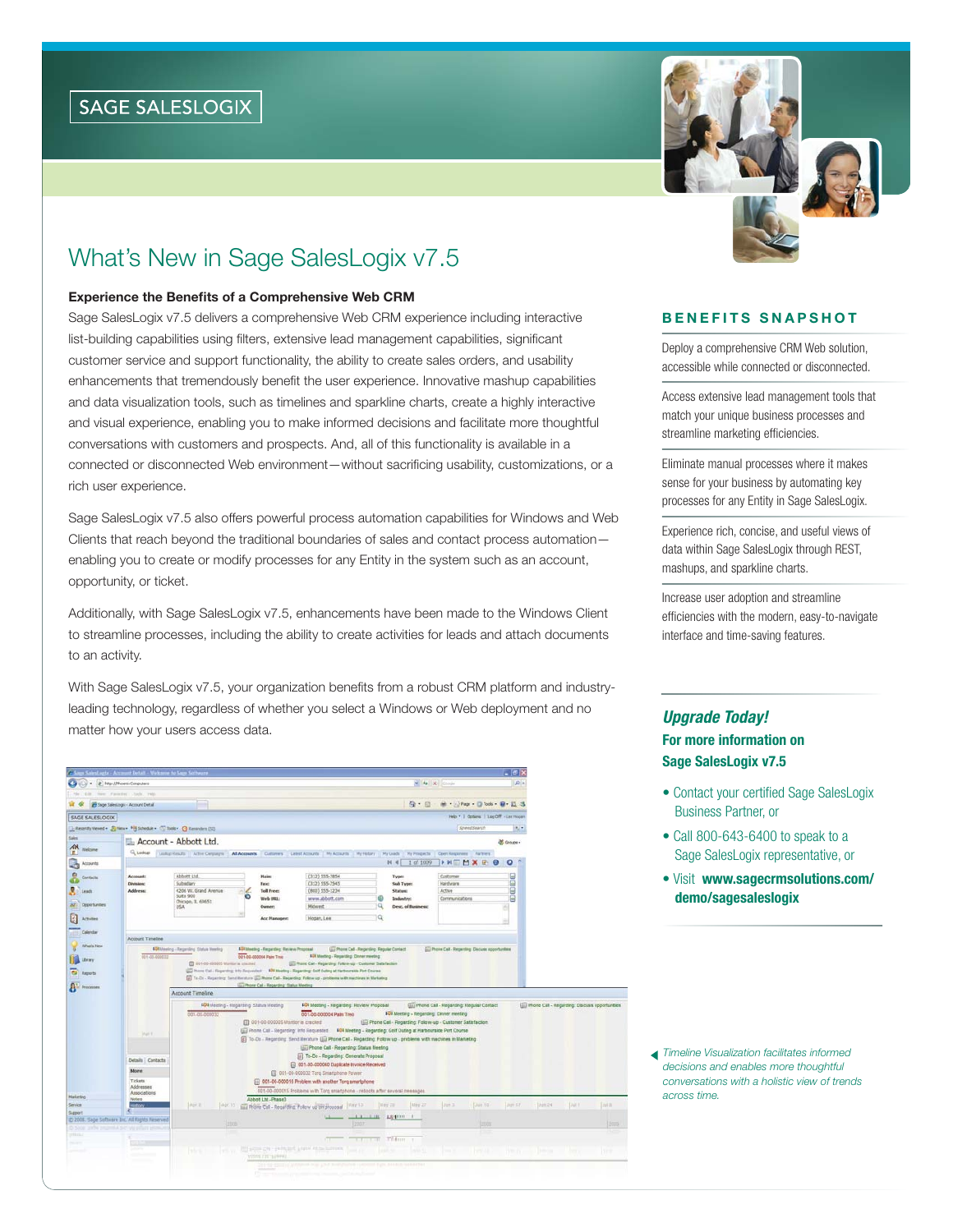SAGE SALESLOGIX

# What's New in Sage SalesLogix v7.5

### Experience the Benefits of a Comprehensive Web CRM

Sage SalesLogix v7.5 delivers a comprehensive Web CRM experience including interactive list-building capabilities using filters, extensive lead management capabilities, significant customer service and support functionality, the ability to create sales orders, and usability enhancements that tremendously benefit the user experience. Innovative mashup capabilities and data visualization tools, such as timelines and sparkline charts, create a highly interactive and visual experience, enabling you to make informed decisions and facilitate more thoughtful conversations with customers and prospects. And, all of this functionality is available in a connected or disconnected Web environment—without sacrificing usability, customizations, or a rich user experience.

Sage SalesLogix v7.5 also offers powerful process automation capabilities for Windows and Web Clients that reach beyond the traditional boundaries of sales and contact process automation—enabling you to create or modify processes for any Entity in the system such as an account, opportunity, or ticket.

Additionally, with Sage SalesLogix v7.5, enhancements have been made to the Windows Client to streamline processes, including the ability to create activities for leads and attach documents to an activity.

With Sage SalesLogix v7.5, your organization benefits from a robust CRM platform and industry-leading technology, regardless of whether you select a Windows or Web deployment and no matter how your users access data.

*Timeline Visualization facilitates informed decisions and enables more thoughtful conversations with a holistic view of trends across time.*

## BENEFITS SNAPSHOT

Deploy a comprehensive CRM Web solution, accessible while connected or disconnected.

Access extensive lead management tools that match your unique business processes and streamline marketing efficiencies.

Eliminate manual processes where it makes sense for your business by automating key processes for any Entity in Sage SalesLogix.

Experience rich, concise, and useful views of data within Sage SalesLogix through REST, mashups, and sparkline charts.

Increase user adoption and streamline efficiencies with the modern, easy-to-navigate interface and time-saving features.

### *Upgrade Today!*

**For more information on Sage SalesLogix v7.5**

- Contact your certified Sage SalesLogix Business Partner, or
- Call 800-643-6400 to speak to a Sage SalesLogix representative, or
- Visit **www.sagecrmsolutions.com/demo/sagesaleslogix**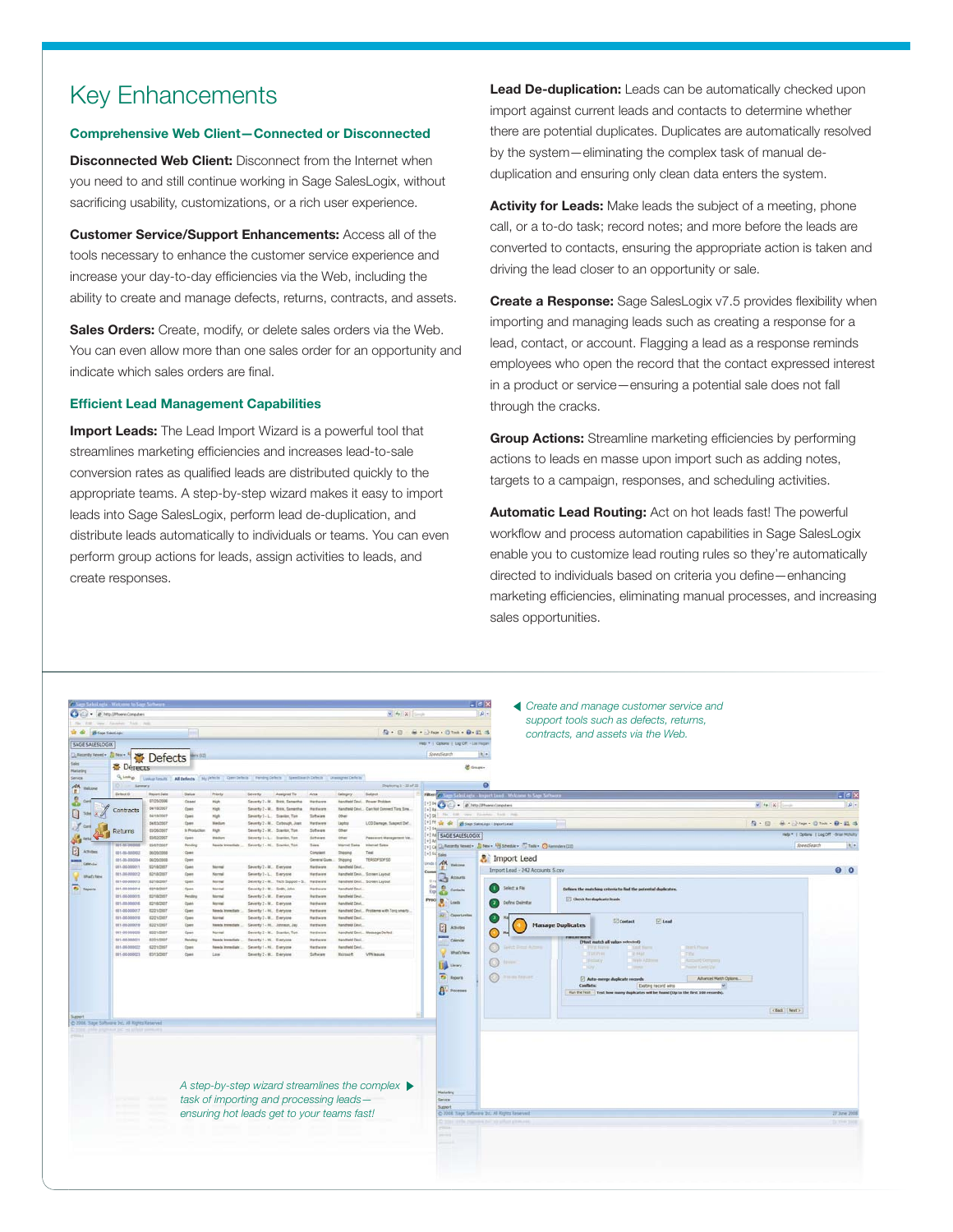# Key Enhancements

### Comprehensive Web Client—Connected or Disconnected

**Disconnected Web Client:** Disconnect from the Internet when you need to and still continue working in Sage SalesLogix, without sacrificing usability, customizations, or a rich user experience.

**Customer Service/Support Enhancements:** Access all of the tools necessary to enhance the customer service experience and increase your day-to-day efficiencies via the Web, including the ability to create and manage defects, returns, contracts, and assets.

**Sales Orders:** Create, modify, or delete sales orders via the Web. You can even allow more than one sales order for an opportunity and indicate which sales orders are final.

### Efficient Lead Management Capabilities

**Import Leads:** The Lead Import Wizard is a powerful tool that streamlines marketing efficiencies and increases lead-to-sale conversion rates as qualified leads are distributed quickly to the appropriate teams. A step-by-step wizard makes it easy to import leads into Sage SalesLogix, perform lead de-duplication, and distribute leads automatically to individuals or teams. You can even perform group actions for leads, assign activities to leads, and create responses.

**Lead De-duplication:** Leads can be automatically checked upon import against current leads and contacts to determine whether there are potential duplicates. Duplicates are automatically resolved by the system—eliminating the complex task of manual de-duplication and ensuring only clean data enters the system.

**Activity for Leads:** Make leads the subject of a meeting, phone call, or a to-do task; record notes; and more before the leads are converted to contacts, ensuring the appropriate action is taken and driving the lead closer to an opportunity or sale.

**Create a Response:** Sage SalesLogix v7.5 provides flexibility when importing and managing leads such as creating a response for a lead, contact, or account. Flagging a lead as a response reminds employees who open the record that the contact expressed interest in a product or service—ensuring a potential sale does not fall through the cracks.

**Group Actions:** Streamline marketing efficiencies by performing actions to leads en masse upon import such as adding notes, targets to a campaign, responses, and scheduling activities.

**Automatic Lead Routing:** Act on hot leads fast! The powerful workflow and process automation capabilities in Sage SalesLogix enable you to customize lead routing rules so they're automatically directed to individuals based on criteria you define—enhancing marketing efficiencies, eliminating manual processes, and increasing sales opportunities.

*Create and manage customer service and support tools such as defects, returns, contracts, and assets via the Web.*

*A step-by-step wizard streamlines the complex task of importing and processing leads—ensuring hot leads get to your teams fast!*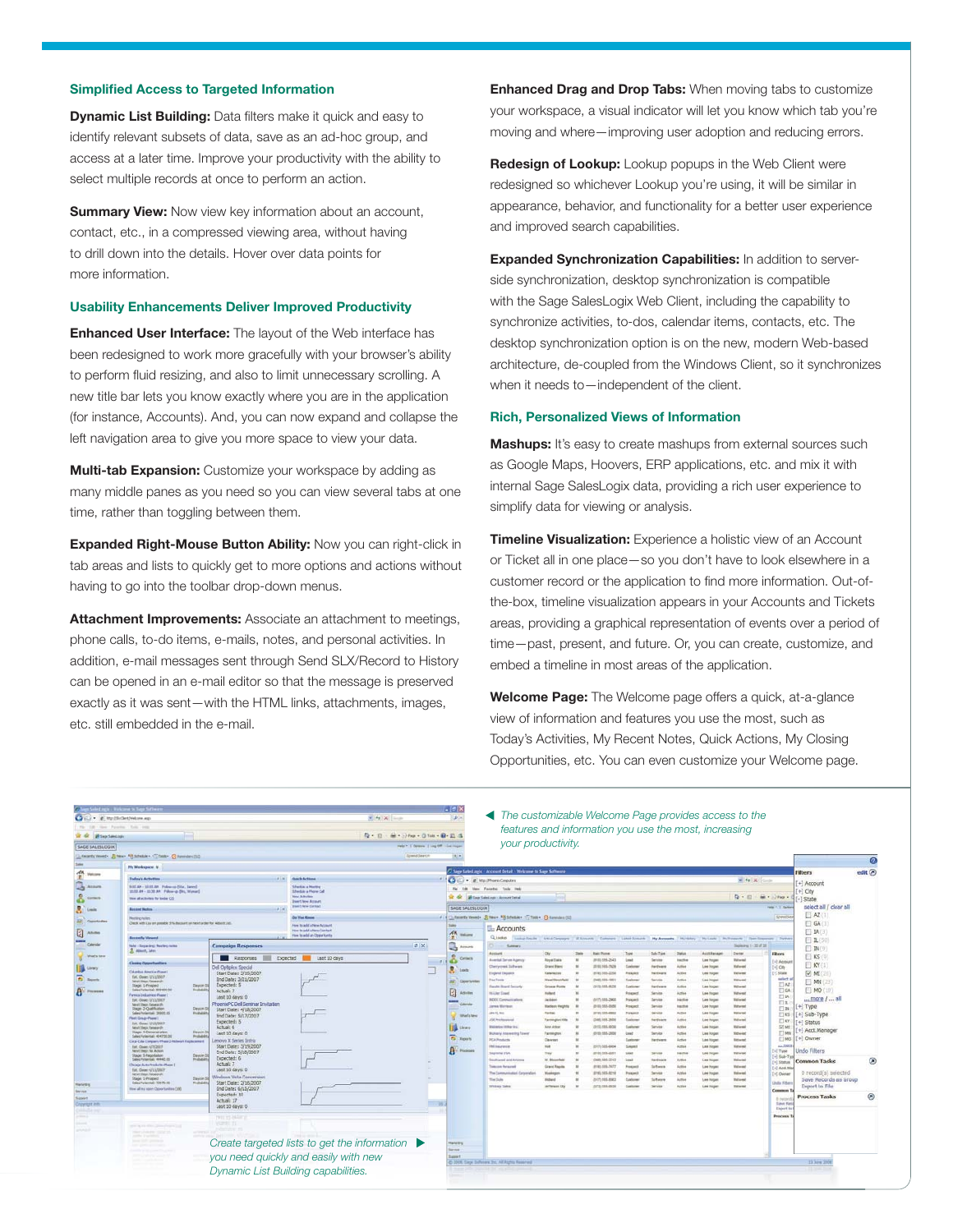## Simplified Access to Targeted Information

**Dynamic List Building:** Data filters make it quick and easy to identify relevant subsets of data, save as an ad-hoc group, and access at a later time. Improve your productivity with the ability to select multiple records at once to perform an action.

**Summary View:** Now view key information about an account, contact, etc., in a compressed viewing area, without having to drill down into the details. Hover over data points for more information.

## Usability Enhancements Deliver Improved Productivity

**Enhanced User Interface:** The layout of the Web interface has been redesigned to work more gracefully with your browser's ability to perform fluid resizing, and also to limit unnecessary scrolling. A new title bar lets you know exactly where you are in the application (for instance, Accounts). And, you can now expand and collapse the left navigation area to give you more space to view your data.

**Multi-tab Expansion:** Customize your workspace by adding as many middle panes as you need so you can view several tabs at one time, rather than toggling between them.

**Expanded Right-Mouse Button Ability:** Now you can right-click in tab areas and lists to quickly get to more options and actions without having to go into the toolbar drop-down menus.

**Attachment Improvements:** Associate an attachment to meetings, phone calls, to-do items, e-mails, notes, and personal activities. In addition, e-mail messages sent through Send SLX/Record to History can be opened in an e-mail editor so that the message is preserved exactly as it was sent—with the HTML links, attachments, images, etc. still embedded in the e-mail.

**Enhanced Drag and Drop Tabs:** When moving tabs to customize your workspace, a visual indicator will let you know which tab you're moving and where—improving user adoption and reducing errors.

**Redesign of Lookup:** Lookup popups in the Web Client were redesigned so whichever Lookup you're using, it will be similar in appearance, behavior, and functionality for a better user experience and improved search capabilities.

**Expanded Synchronization Capabilities:** In addition to server-side synchronization, desktop synchronization is compatible with the Sage SalesLogix Web Client, including the capability to synchronize activities, to-dos, calendar items, contacts, etc. The desktop synchronization option is on the new, modern Web-based architecture, de-coupled from the Windows Client, so it synchronizes when it needs to—independent of the client.

## Rich, Personalized Views of Information

**Mashups:** It's easy to create mashups from external sources such as Google Maps, Hoovers, ERP applications, etc. and mix it with internal Sage SalesLogix data, providing a rich user experience to simplify data for viewing or analysis.

**Timeline Visualization:** Experience a holistic view of an Account or Ticket all in one place—so you don't have to look elsewhere in a customer record or the application to find more information. Out-of-the-box, timeline visualization appears in your Accounts and Tickets areas, providing a graphical representation of events over a period of time—past, present, and future. Or, you can create, customize, and embed a timeline in most areas of the application.

**Welcome Page:** The Welcome page offers a quick, at-a-glance view of information and features you use the most, such as Today's Activities, My Recent Notes, Quick Actions, My Closing Opportunities, etc. You can even customize your Welcome page.

*The customizable Welcome Page provides access to the features and information you use the most, increasing your productivity.*

*Create targeted lists to get the information you need quickly and easily with new Dynamic List Building capabilities.*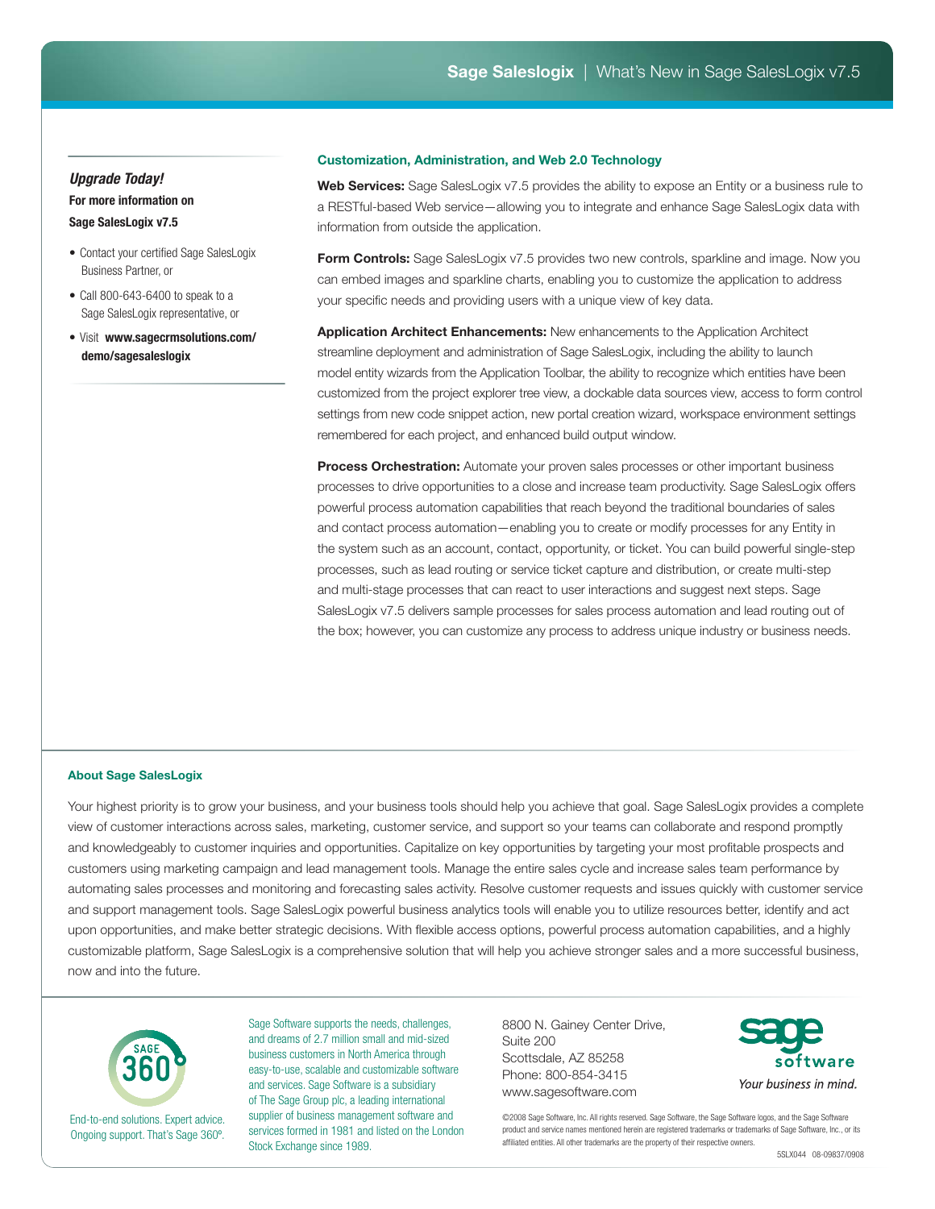*Upgrade Today!*

**For more information on Sage SalesLogix v7.5**

- Contact your certified Sage SalesLogix Business Partner, or
- Call 800-643-6400 to speak to a Sage SalesLogix representative, or
- Visit **www.sagecrmsolutions.com/demo/sagesaleslogix**

### Customization, Administration, and Web 2.0 Technology

**Web Services:** Sage SalesLogix v7.5 provides the ability to expose an Entity or a business rule to a RESTful-based Web service—allowing you to integrate and enhance Sage SalesLogix data with information from outside the application.

**Form Controls:** Sage SalesLogix v7.5 provides two new controls, sparkline and image. Now you can embed images and sparkline charts, enabling you to customize the application to address your specific needs and providing users with a unique view of key data.

**Application Architect Enhancements:** New enhancements to the Application Architect streamline deployment and administration of Sage SalesLogix, including the ability to launch model entity wizards from the Application Toolbar, the ability to recognize which entities have been customized from the project explorer tree view, a dockable data sources view, access to form control settings from new code snippet action, new portal creation wizard, workspace environment settings remembered for each project, and enhanced build output window.

**Process Orchestration:** Automate your proven sales processes or other important business processes to drive opportunities to a close and increase team productivity. Sage SalesLogix offers powerful process automation capabilities that reach beyond the traditional boundaries of sales and contact process automation—enabling you to create or modify processes for any Entity in the system such as an account, contact, opportunity, or ticket. You can build powerful single-step processes, such as lead routing or service ticket capture and distribution, or create multi-step and multi-stage processes that can react to user interactions and suggest next steps. Sage SalesLogix v7.5 delivers sample processes for sales process automation and lead routing out of the box; however, you can customize any process to address unique industry or business needs.

### About Sage SalesLogix

Your highest priority is to grow your business, and your business tools should help you achieve that goal. Sage SalesLogix provides a complete view of customer interactions across sales, marketing, customer service, and support so your teams can collaborate and respond promptly and knowledgeably to customer inquiries and opportunities. Capitalize on key opportunities by targeting your most profitable prospects and customers using marketing campaign and lead management tools. Manage the entire sales cycle and increase sales team performance by automating sales processes and monitoring and forecasting sales activity. Resolve customer requests and issues quickly with customer service and support management tools. Sage SalesLogix powerful business analytics tools will enable you to utilize resources better, identify and act upon opportunities, and make better strategic decisions. With flexible access options, powerful process automation capabilities, and a highly customizable platform, Sage SalesLogix is a comprehensive solution that will help you achieve stronger sales and a more successful business, now and into the future.

SAGE 360

End-to-end solutions. Expert advice. Ongoing support. That's Sage 360°.

Sage Software supports the needs, challenges, and dreams of 2.7 million small and mid-sized business customers in North America through easy-to-use, scalable and customizable software and services. Sage Software is a subsidiary of The Sage Group plc, a leading international supplier of business management software and services formed in 1981 and listed on the London Stock Exchange since 1989.

8800 N. Gainey Center Drive,
Suite 200
Scottsdale, AZ 85258
Phone: 800-854-3415
www.sagesoftware.com

sage software

*Your business in mind.*

©2008 Sage Software, Inc. All rights reserved. Sage Software, the Sage Software logos, and the Sage Software product and service names mentioned herein are registered trademarks or trademarks of Sage Software, Inc., or its affiliated entities. All other trademarks are the property of their respective owners.

5SLX044 08-09837/0908